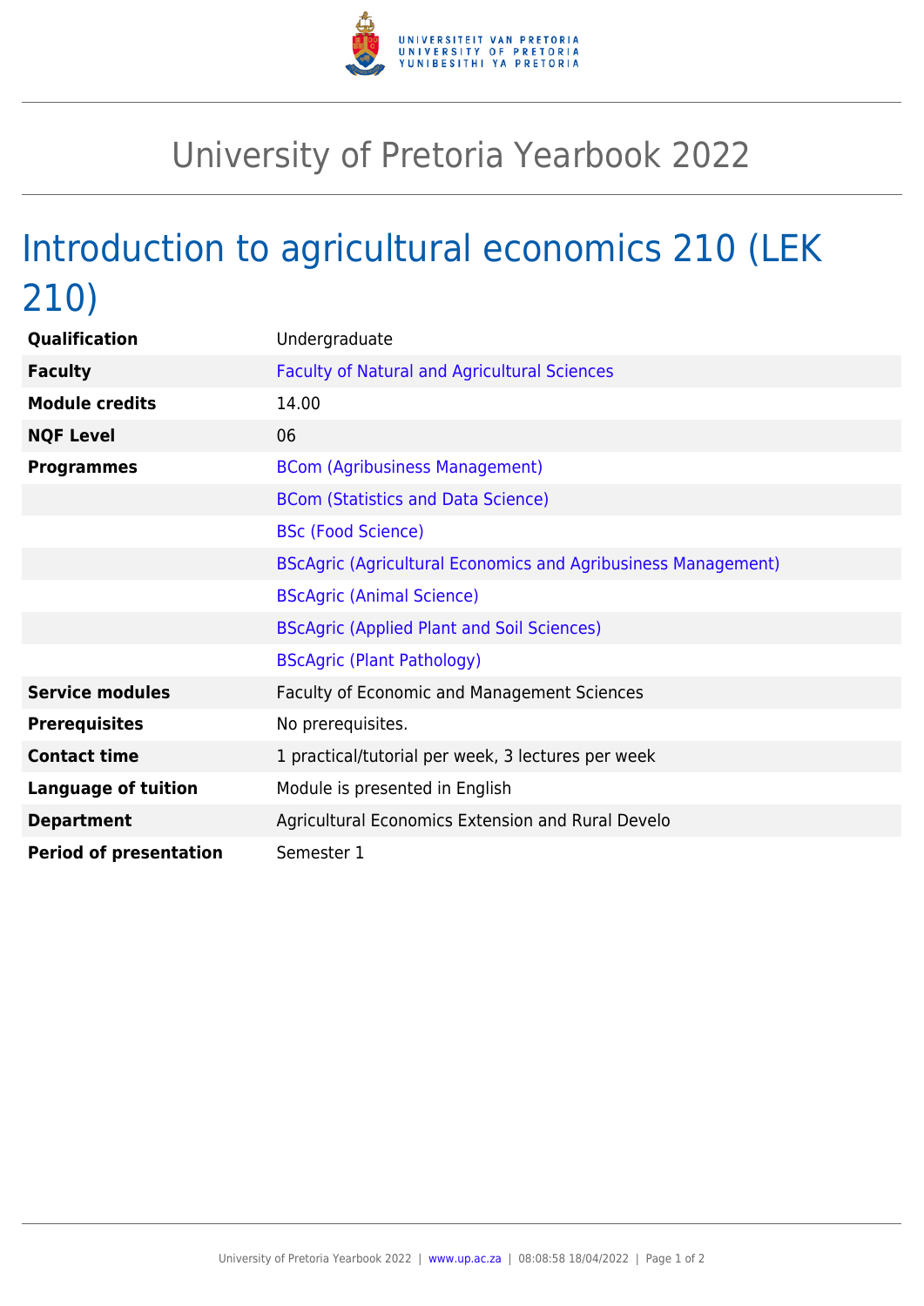# University of Pretoria Yearbook 2022

## Introduction to agricultural economics 210 (LEK 210)

| | |
|---|---|
| **Qualification** | Undergraduate |
| **Faculty** | Faculty of Natural and Agricultural Sciences |
| **Module credits** | 14.00 |
| **NQF Level** | 06 |
| **Programmes** | BCom (Agribusiness Management) |
| | BCom (Statistics and Data Science) |
| | BSc (Food Science) |
| | BScAgric (Agricultural Economics and Agribusiness Management) |
| | BScAgric (Animal Science) |
| | BScAgric (Applied Plant and Soil Sciences) |
| | BScAgric (Plant Pathology) |
| **Service modules** | Faculty of Economic and Management Sciences |
| **Prerequisites** | No prerequisites. |
| **Contact time** | 1 practical/tutorial per week, 3 lectures per week |
| **Language of tuition** | Module is presented in English |
| **Department** | Agricultural Economics Extension and Rural Develo |
| **Period of presentation** | Semester 1 |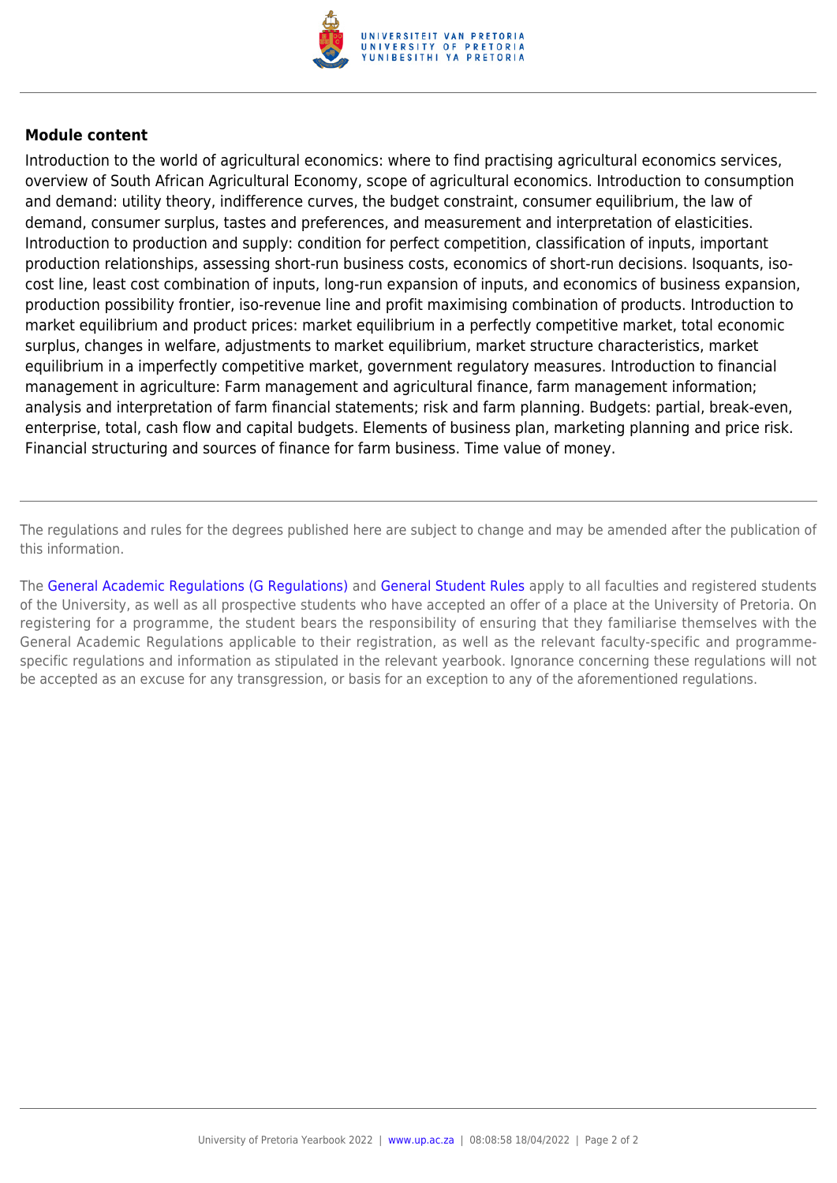### Module content

Introduction to the world of agricultural economics: where to find practising agricultural economics services, overview of South African Agricultural Economy, scope of agricultural economics. Introduction to consumption and demand: utility theory, indifference curves, the budget constraint, consumer equilibrium, the law of demand, consumer surplus, tastes and preferences, and measurement and interpretation of elasticities. Introduction to production and supply: condition for perfect competition, classification of inputs, important production relationships, assessing short-run business costs, economics of short-run decisions. Isoquants, iso-cost line, least cost combination of inputs, long-run expansion of inputs, and economics of business expansion, production possibility frontier, iso-revenue line and profit maximising combination of products. Introduction to market equilibrium and product prices: market equilibrium in a perfectly competitive market, total economic surplus, changes in welfare, adjustments to market equilibrium, market structure characteristics, market equilibrium in a imperfectly competitive market, government regulatory measures. Introduction to financial management in agriculture: Farm management and agricultural finance, farm management information; analysis and interpretation of farm financial statements; risk and farm planning. Budgets: partial, break-even, enterprise, total, cash flow and capital budgets. Elements of business plan, marketing planning and price risk. Financial structuring and sources of finance for farm business. Time value of money.

---

The regulations and rules for the degrees published here are subject to change and may be amended after the publication of this information.

The General Academic Regulations (G Regulations) and General Student Rules apply to all faculties and registered students of the University, as well as all prospective students who have accepted an offer of a place at the University of Pretoria. On registering for a programme, the student bears the responsibility of ensuring that they familiarise themselves with the General Academic Regulations applicable to their registration, as well as the relevant faculty-specific and programme-specific regulations and information as stipulated in the relevant yearbook. Ignorance concerning these regulations will not be accepted as an excuse for any transgression, or basis for an exception to any of the aforementioned regulations.